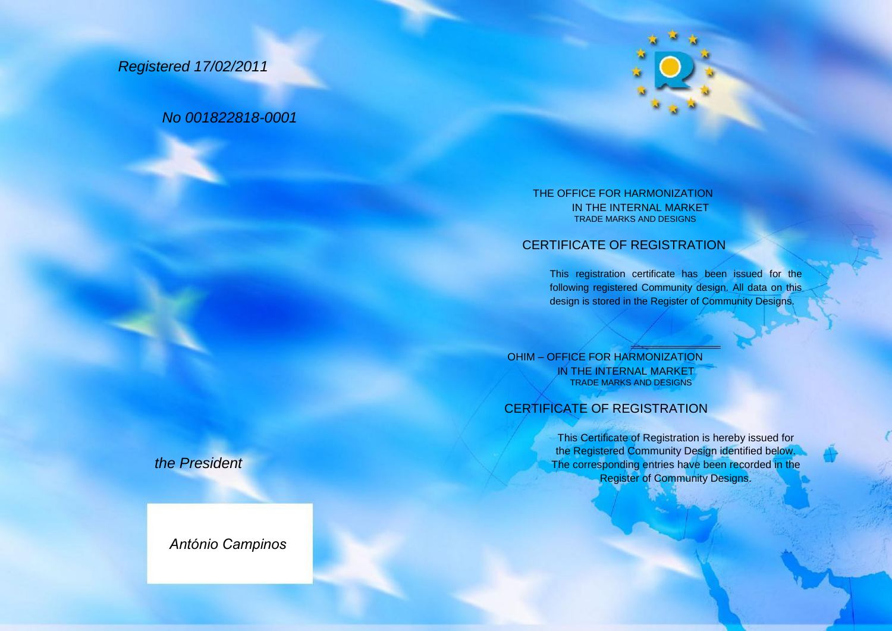*Registered 17/02/2011*

*No 001822818-0001*

THE OFFICE FOR HARMONIZATION
IN THE INTERNAL MARKET
TRADE MARKS AND DESIGNS

## CERTIFICATE OF REGISTRATION

This registration certificate has been issued for the following registered Community design. All data on this design is stored in the Register of Community Designs.

OHIM – OFFICE FOR HARMONIZATION
IN THE INTERNAL MARKET
TRADE MARKS AND DESIGNS

## CERTIFICATE OF REGISTRATION

This Certificate of Registration is hereby issued for the Registered Community Design identified below. The corresponding entries have been recorded in the Register of Community Designs.

*the President*

*António Campinos*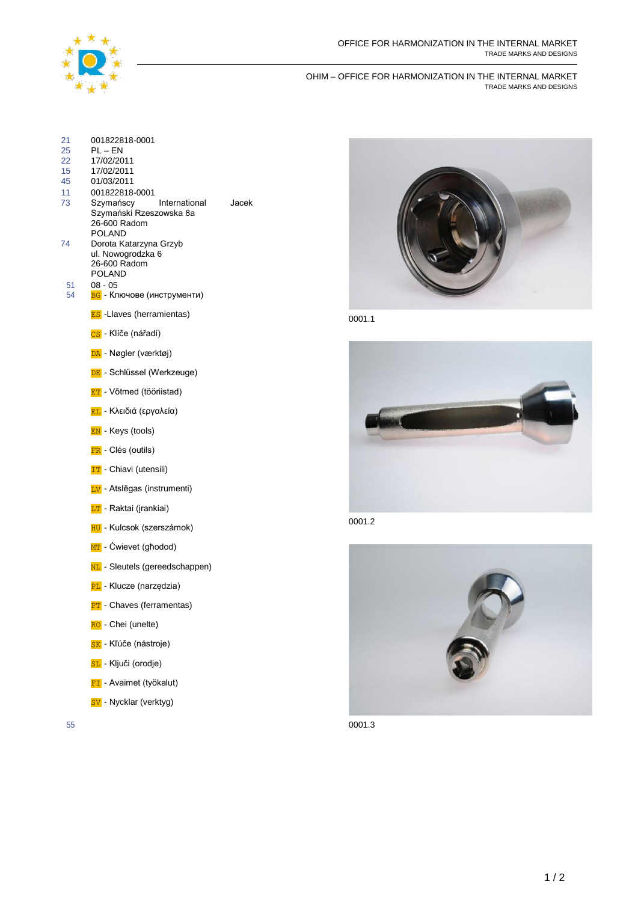OFFICE FOR HARMONIZATION IN THE INTERNAL MARKET
TRADE MARKS AND DESIGNS

OHIM – OFFICE FOR HARMONIZATION IN THE INTERNAL MARKET
TRADE MARKS AND DESIGNS

| | |
|---|---|
| 21 | 001822818-0001 |
| 25 | PL – EN |
| 22 | 17/02/2011 |
| 15 | 17/02/2011 |
| 45 | 01/03/2011 |
| 11 | 001822818-0001 |
| 73 | Szymańscy International Jacek<br>Szymański Rzeszowska 8a<br>26-600 Radom<br>POLAND |
| 74 | Dorota Katarzyna Grzyb<br>ul. Nowogrodzka 6<br>26-600 Radom<br>POLAND |
| 51 | 08 - 05 |
| 54 | BG - Ключове (инструменти) |

ES -Llaves (herramientas)

CS - Klíče (nářadí)

DA - Nøgler (værktøj)

DE - Schlüssel (Werkzeuge)

ET - Võtmed (tööriistad)

EL - Κλειδιά (εργαλεία)

EN - Keys (tools)

FR - Clés (outils)

IT - Chiavi (utensili)

LV - Atslēgas (instrumenti)

LT - Raktai (įrankiai)

HU - Kulcsok (szerszámok)

MT - Ċwievet (għodod)

NL - Sleutels (gereedschappen)

PL - Klucze (narzędzia)

PT - Chaves (ferramentas)

RO - Chei (unelte)

SK - Kľúče (nástroje)

SL - Ključi (orodje)

FI - Avaimet (työkalut)

SV - Nycklar (verktyg)

55

0001.1

0001.2

0001.3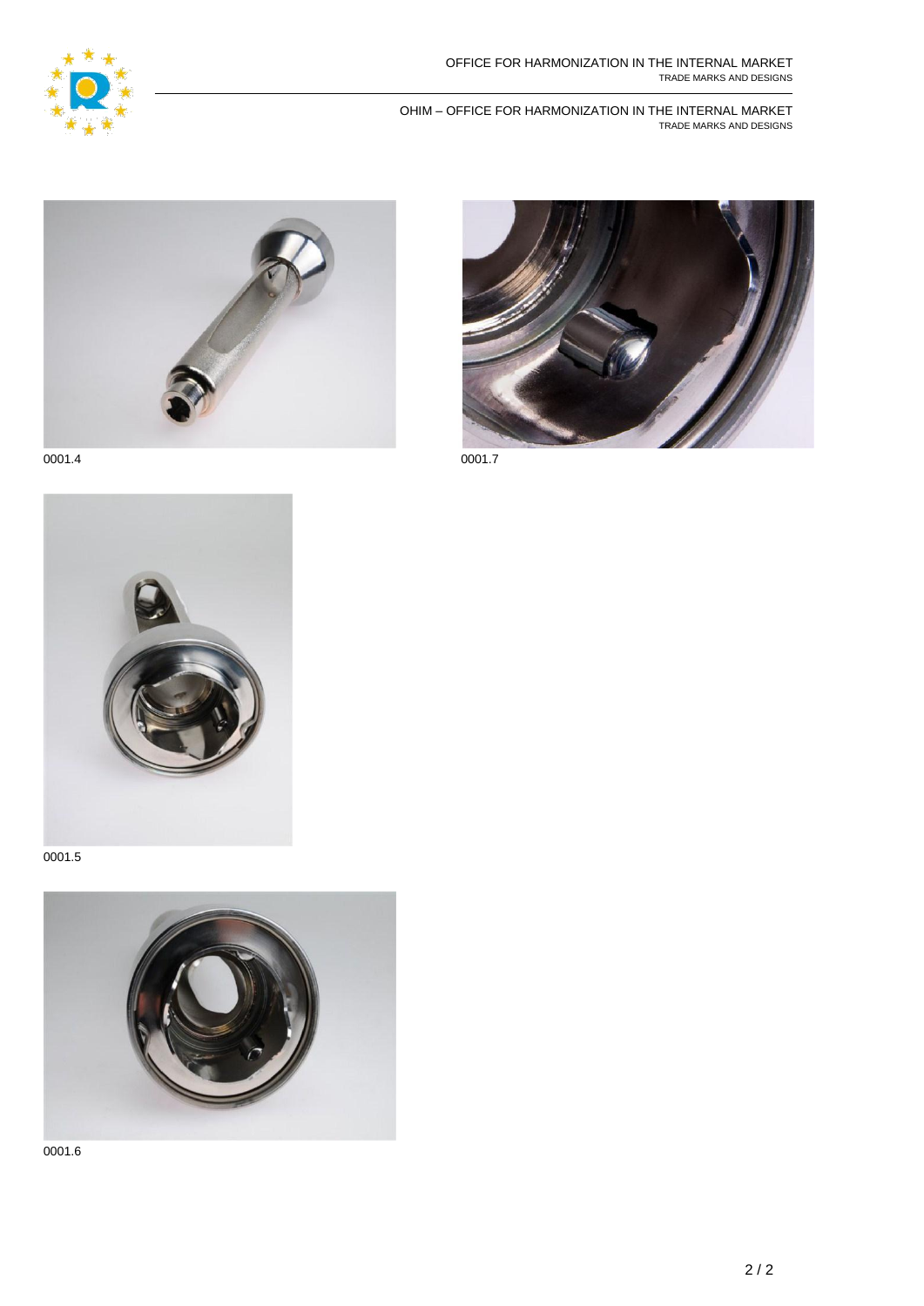0001.4

0001.7

0001.5

0001.6